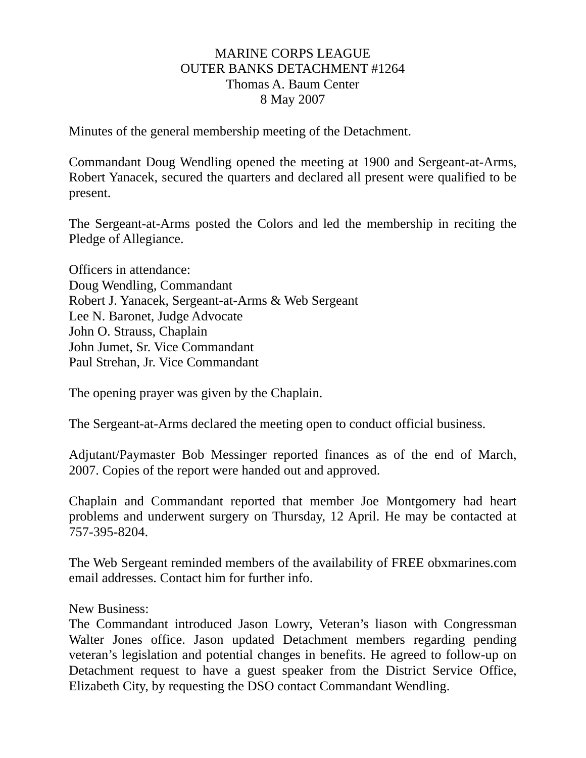MARINE CORPS LEAGUE
OUTER BANKS DETACHMENT #1264
Thomas A. Baum Center
8 May 2007

Minutes of the general membership meeting of the Detachment.

Commandant Doug Wendling opened the meeting at 1900 and Sergeant-at-Arms, Robert Yanacek, secured the quarters and declared all present were qualified to be present.

The Sergeant-at-Arms posted the Colors and led the membership in reciting the Pledge of Allegiance.

Officers in attendance:
Doug Wendling, Commandant
Robert J. Yanacek, Sergeant-at-Arms & Web Sergeant
Lee N. Baronet, Judge Advocate
John O. Strauss, Chaplain
John Jumet, Sr. Vice Commandant
Paul Strehan, Jr. Vice Commandant

The opening prayer was given by the Chaplain.

The Sergeant-at-Arms declared the meeting open to conduct official business.

Adjutant/Paymaster Bob Messinger reported finances as of the end of March, 2007. Copies of the report were handed out and approved.

Chaplain and Commandant reported that member Joe Montgomery had heart problems and underwent surgery on Thursday, 12 April. He may be contacted at 757-395-8204.

The Web Sergeant reminded members of the availability of FREE obxmarines.com email addresses. Contact him for further info.

New Business:
The Commandant introduced Jason Lowry, Veteran's liason with Congressman Walter Jones office. Jason updated Detachment members regarding pending veteran's legislation and potential changes in benefits. He agreed to follow-up on Detachment request to have a guest speaker from the District Service Office, Elizabeth City, by requesting the DSO contact Commandant Wendling.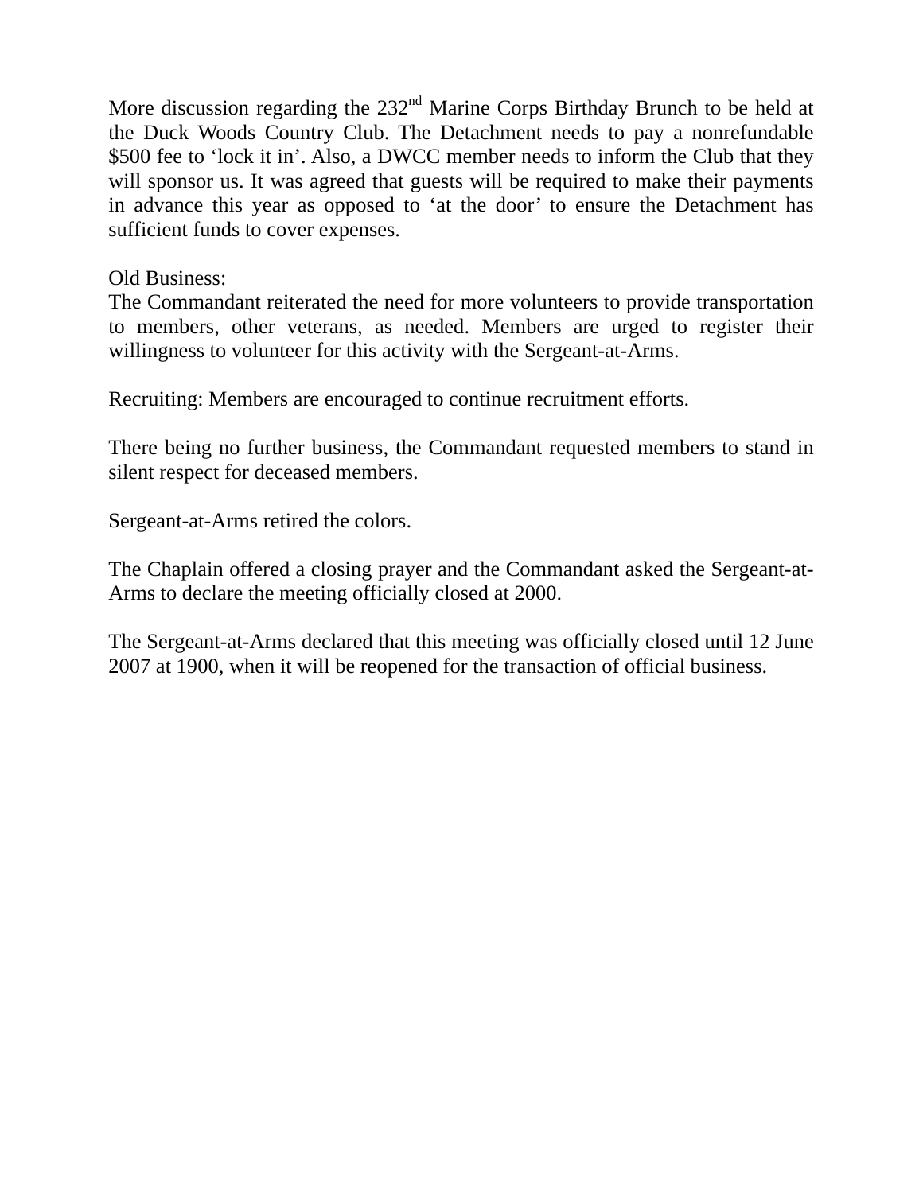More discussion regarding the 232nd Marine Corps Birthday Brunch to be held at the Duck Woods Country Club. The Detachment needs to pay a nonrefundable $500 fee to 'lock it in'. Also, a DWCC member needs to inform the Club that they will sponsor us. It was agreed that guests will be required to make their payments in advance this year as opposed to 'at the door' to ensure the Detachment has sufficient funds to cover expenses.

Old Business:
The Commandant reiterated the need for more volunteers to provide transportation to members, other veterans, as needed. Members are urged to register their willingness to volunteer for this activity with the Sergeant-at-Arms.

Recruiting: Members are encouraged to continue recruitment efforts.

There being no further business, the Commandant requested members to stand in silent respect for deceased members.

Sergeant-at-Arms retired the colors.

The Chaplain offered a closing prayer and the Commandant asked the Sergeant-at-Arms to declare the meeting officially closed at 2000.

The Sergeant-at-Arms declared that this meeting was officially closed until 12 June 2007 at 1900, when it will be reopened for the transaction of official business.